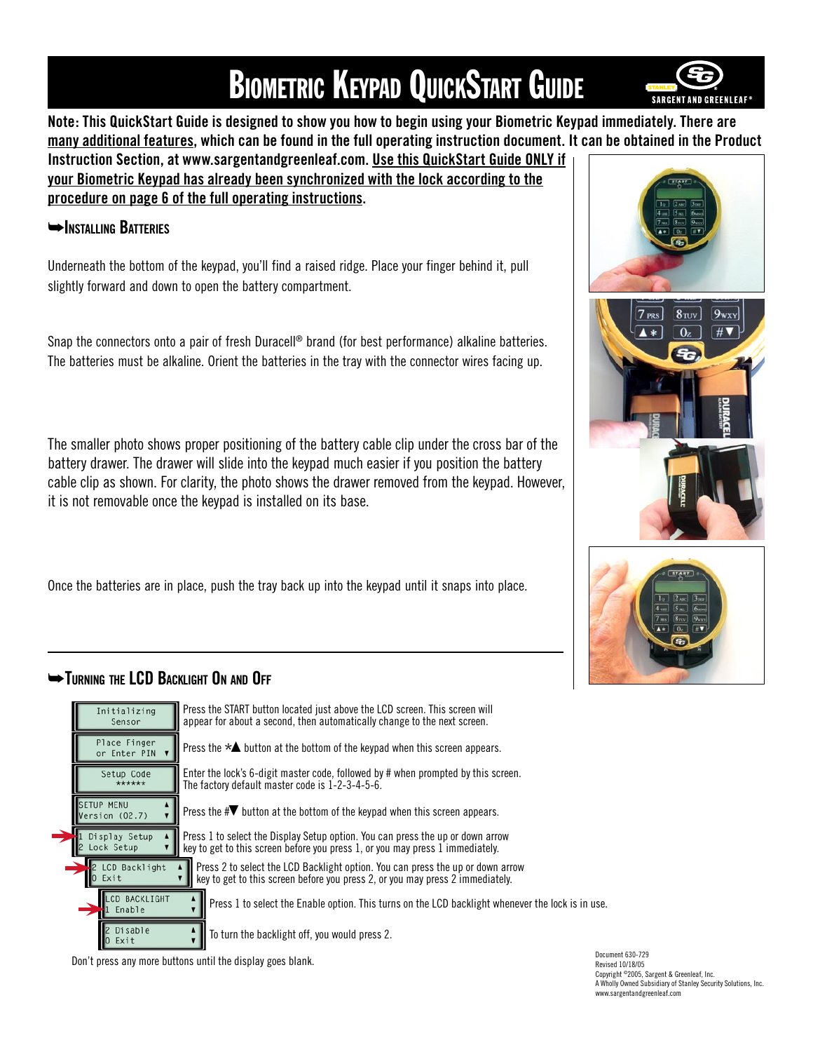# Biometric Keypad QuickStart Guide

**Note: This QuickStart Guide is designed to show you how to begin using your Biometric Keypad immediately. There are many additional features, which can be found in the full operating instruction document. It can be obtained in the Product Instruction Section, at www.sargentandgreenleaf.com. Use this QuickStart Guide ONLY if your Biometric Keypad has already been synchronized with the lock according to the procedure on page 6 of the full operating instructions.**

## ➥Installing Batteries

Underneath the bottom of the keypad, you'll find a raised ridge. Place your finger behind it, pull slightly forward and down to open the battery compartment.

Snap the connectors onto a pair of fresh Duracell® brand (for best performance) alkaline batteries. The batteries must be alkaline. Orient the batteries in the tray with the connector wires facing up.

The smaller photo shows proper positioning of the battery cable clip under the cross bar of the battery drawer. The drawer will slide into the keypad much easier if you position the battery cable clip as shown. For clarity, the photo shows the drawer removed from the keypad. However, it is not removable once the keypad is installed on its base.

Once the batteries are in place, push the tray back up into the keypad until it snaps into place.

## ➥Turning the LCD Backlight On and Off

| Screen | Instruction |
|---|---|
| Initializing Sensor | Press the START button located just above the LCD screen. This screen will appear for about a second, then automatically change to the next screen. |
| Place Finger or Enter PIN ▼ | Press the *▲ button at the bottom of the keypad when this screen appears. |
| Setup Code ****** | Enter the lock's 6-digit master code, followed by # when prompted by this screen. The factory default master code is 1-2-3-4-5-6. |
| SETUP MENU ▲ Version (02.7) ▼ | Press the #▼ button at the bottom of the keypad when this screen appears. |
| 1 Display Setup ▲ 2 Lock Setup ▼ | Press 1 to select the Display Setup option. You can press the up or down arrow key to get to this screen before you press 1, or you may press 1 immediately. |
| 2 LCD Backlight ▲ 0 Exit ▼ | Press 2 to select the LCD Backlight option. You can press the up or down arrow key to get to this screen before you press 2, or you may press 2 immediately. |
| LCD BACKLIGHT ▲ 1 Enable ▼ | Press 1 to select the Enable option. This turns on the LCD backlight whenever the lock is in use. |
| 2 Disable ▲ 0 Exit ▼ | To turn the backlight off, you would press 2. |

Don't press any more buttons until the display goes blank.

Document 630-729
Revised 10/18/05
Copyright ©2005, Sargent & Greenleaf, Inc.
A Wholly Owned Subsidiary of Stanley Security Solutions, Inc.
www.sargentandgreenleaf.com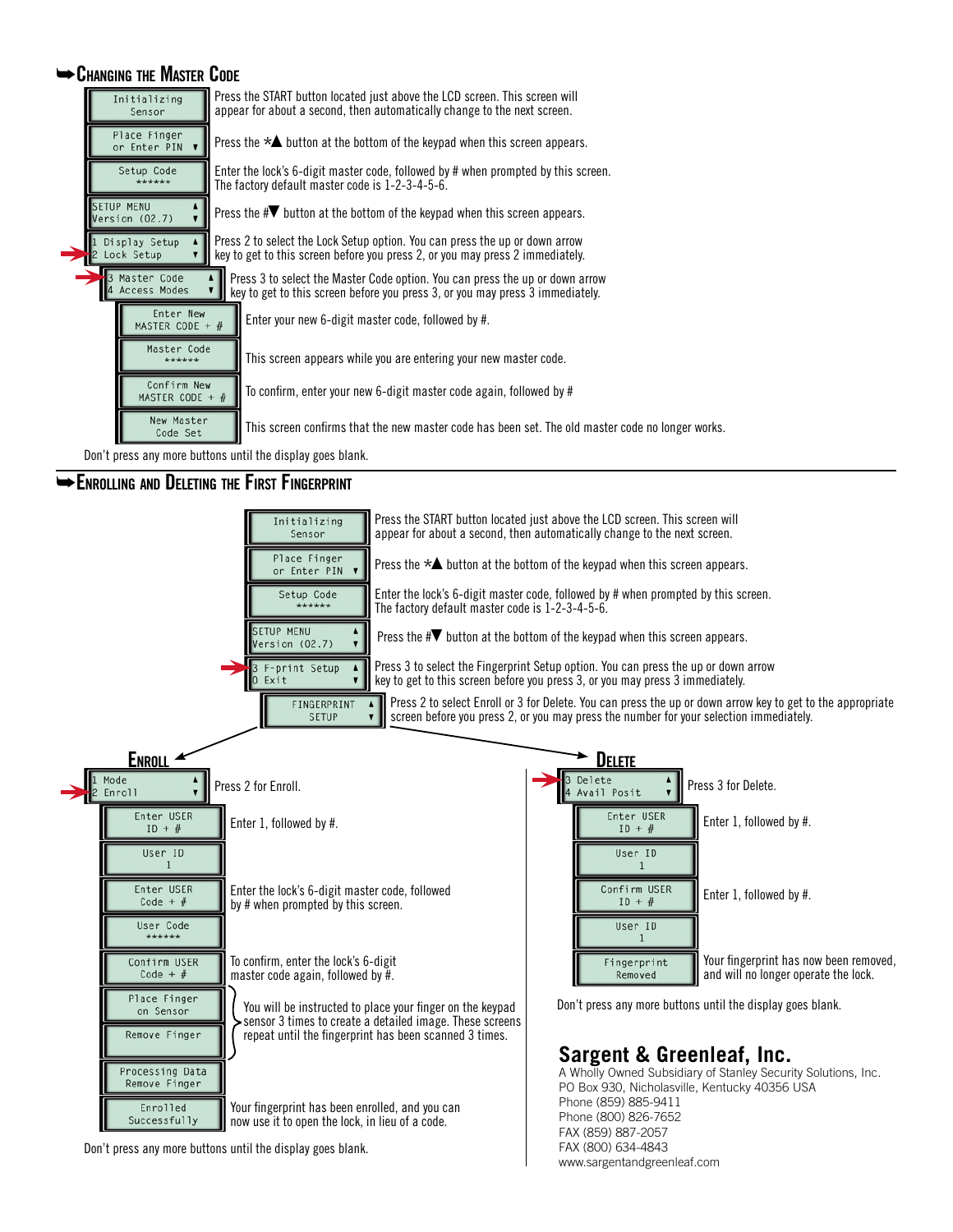## ➥ Changing the Master Code

| Screen | Instruction |
|---|---|
| Initializing Sensor | Press the START button located just above the LCD screen. This screen will appear for about a second, then automatically change to the next screen. |
| Place Finger or Enter PIN ▼ | Press the *▲ button at the bottom of the keypad when this screen appears. |
| Setup Code ****** | Enter the lock's 6-digit master code, followed by # when prompted by this screen. The factory default master code is 1-2-3-4-5-6. |
| SETUP MENU ▲ Version (02.7) ▼ | Press the #▼ button at the bottom of the keypad when this screen appears. |
| 1 Display Setup ▲ 2 Lock Setup ▼ | Press 2 to select the Lock Setup option. You can press the up or down arrow key to get to this screen before you press 2, or you may press 2 immediately. |
| 3 Master Code ▲ 4 Access Modes ▼ | Press 3 to select the Master Code option. You can press the up or down arrow key to get to this screen before you press 3, or you may press 3 immediately. |
| Enter New MASTER CODE + # | Enter your new 6-digit master code, followed by #. |
| Master Code ****** | This screen appears while you are entering your new master code. |
| Confirm New MASTER CODE + # | To confirm, enter your new 6-digit master code again, followed by # |
| New Master Code Set | This screen confirms that the new master code has been set. The old master code no longer works. |

Don't press any more buttons until the display goes blank.

## ➥ Enrolling and Deleting the First Fingerprint

| Screen | Instruction |
|---|---|
| Initializing Sensor | Press the START button located just above the LCD screen. This screen will appear for about a second, then automatically change to the next screen. |
| Place Finger or Enter PIN ▼ | Press the *▲ button at the bottom of the keypad when this screen appears. |
| Setup Code ****** | Enter the lock's 6-digit master code, followed by # when prompted by this screen. The factory default master code is 1-2-3-4-5-6. |
| SETUP MENU ▲ Version (02.7) ▼ | Press the #▼ button at the bottom of the keypad when this screen appears. |
| 3 F-print Setup ▲ 0 Exit ▼ | Press 3 to select the Fingerprint Setup option. You can press the up or down arrow key to get to this screen before you press 3, or you may press 3 immediately. |
| FINGERPRINT ▲ SETUP ▼ | Press 2 to select Enroll or 3 for Delete. You can press the up or down arrow key to get to the appropriate screen before you press 2, or you may press the number for your selection immediately. |

### Enroll

| Screen | Instruction |
|---|---|
| 1 Mode ▲ 2 Enroll ▼ | Press 2 for Enroll. |
| Enter USER ID + # | Enter 1, followed by #. |
| User ID 1 | |
| Enter USER Code + # | Enter the lock's 6-digit master code, followed by # when prompted by this screen. |
| User Code ****** | |
| Confirm USER Code + # | To confirm, enter the lock's 6-digit master code again, followed by #. |
| Place Finger on Sensor | You will be instructed to place your finger on the keypad sensor 3 times to create a detailed image. These screens repeat until the fingerprint has been scanned 3 times. |
| Remove Finger | |
| Processing Data Remove Finger | |
| Enrolled Successfully | Your fingerprint has been enrolled, and you can now use it to open the lock, in lieu of a code. |

Don't press any more buttons until the display goes blank.

### Delete

| Screen | Instruction |
|---|---|
| 3 Delete ▲ 4 Avail Posit ▼ | Press 3 for Delete. |
| Enter USER ID + # | Enter 1, followed by #. |
| User ID 1 | |
| Confirm USER ID + # | Enter 1, followed by #. |
| User ID 1 | |
| Fingerprint Removed | Your fingerprint has now been removed, and will no longer operate the lock. |

Don't press any more buttons until the display goes blank.

**Sargent & Greenleaf, Inc.**
A Wholly Owned Subsidiary of Stanley Security Solutions, Inc.
PO Box 930, Nicholasville, Kentucky 40356 USA
Phone (859) 885-9411
Phone (800) 826-7652
FAX (859) 887-2057
FAX (800) 634-4843
www.sargentandgreenleaf.com